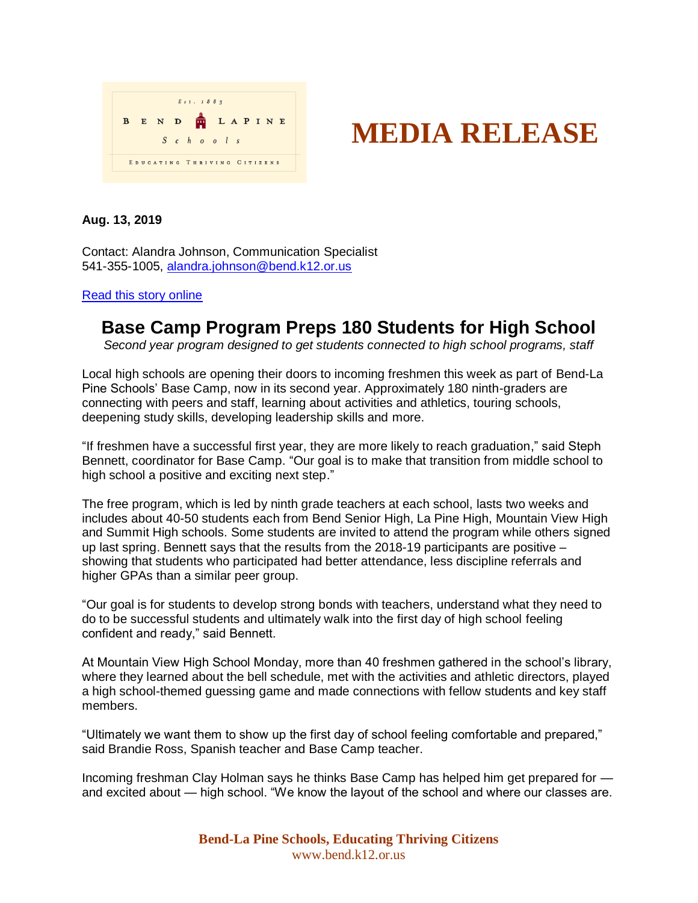Est. 1883

BEND LAPINE Schools

EDUCATING THRIVING CITIZENS

# MEDIA RELEASE

**Aug. 13, 2019**

Contact: Alandra Johnson, Communication Specialist
541-355-1005, alandra.johnson@bend.k12.or.us

Read this story online

## Base Camp Program Preps 180 Students for High School

*Second year program designed to get students connected to high school programs, staff*

Local high schools are opening their doors to incoming freshmen this week as part of Bend-La Pine Schools' Base Camp, now in its second year. Approximately 180 ninth-graders are connecting with peers and staff, learning about activities and athletics, touring schools, deepening study skills, developing leadership skills and more.

"If freshmen have a successful first year, they are more likely to reach graduation," said Steph Bennett, coordinator for Base Camp. "Our goal is to make that transition from middle school to high school a positive and exciting next step."

The free program, which is led by ninth grade teachers at each school, lasts two weeks and includes about 40-50 students each from Bend Senior High, La Pine High, Mountain View High and Summit High schools. Some students are invited to attend the program while others signed up last spring. Bennett says that the results from the 2018-19 participants are positive – showing that students who participated had better attendance, less discipline referrals and higher GPAs than a similar peer group.

"Our goal is for students to develop strong bonds with teachers, understand what they need to do to be successful students and ultimately walk into the first day of high school feeling confident and ready," said Bennett.

At Mountain View High School Monday, more than 40 freshmen gathered in the school's library, where they learned about the bell schedule, met with the activities and athletic directors, played a high school-themed guessing game and made connections with fellow students and key staff members.

"Ultimately we want them to show up the first day of school feeling comfortable and prepared," said Brandie Ross, Spanish teacher and Base Camp teacher.

Incoming freshman Clay Holman says he thinks Base Camp has helped him get prepared for — and excited about — high school. "We know the layout of the school and where our classes are.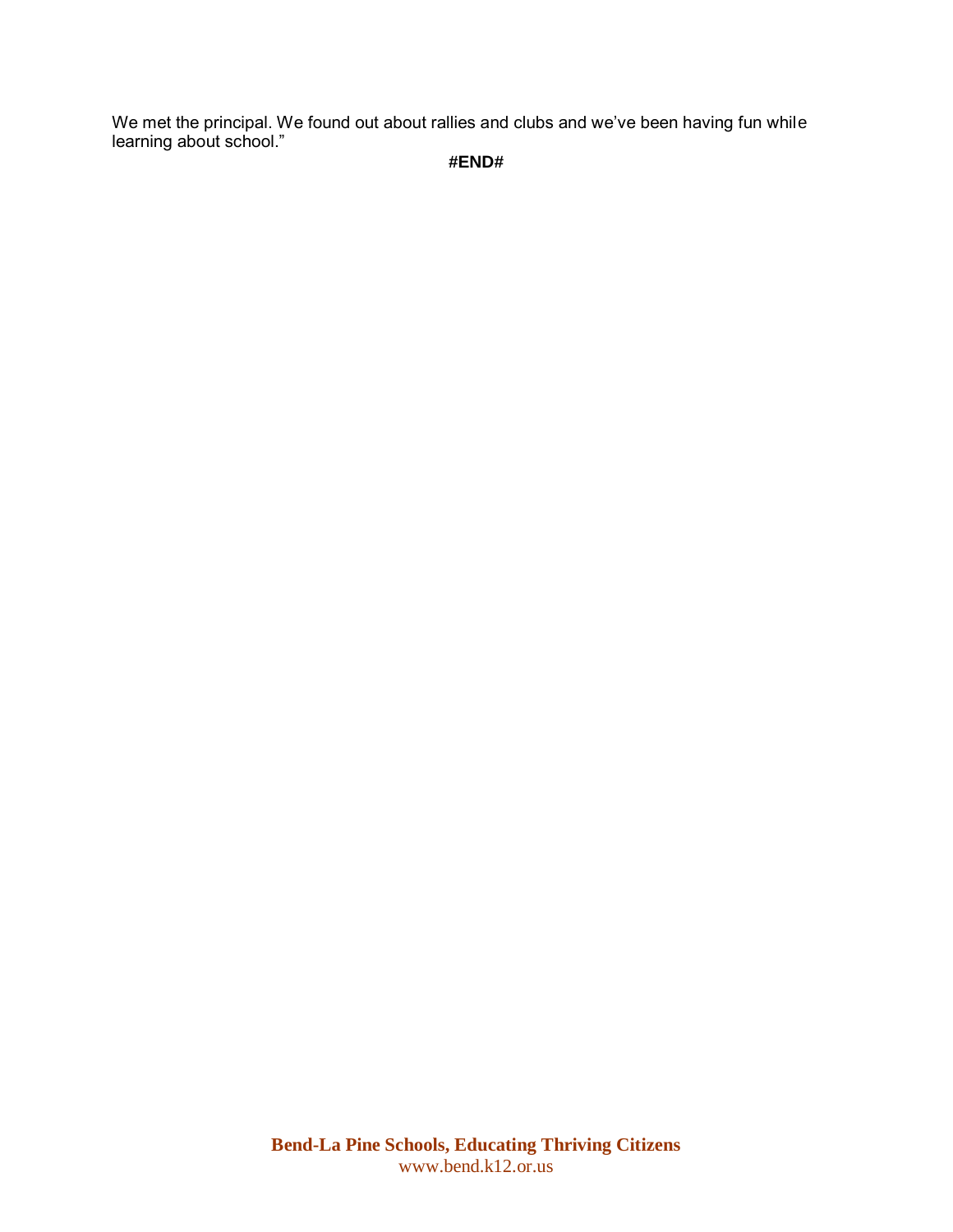We met the principal. We found out about rallies and clubs and we've been having fun while learning about school."

**#END#**

**Bend-La Pine Schools, Educating Thriving Citizens**
www.bend.k12.or.us